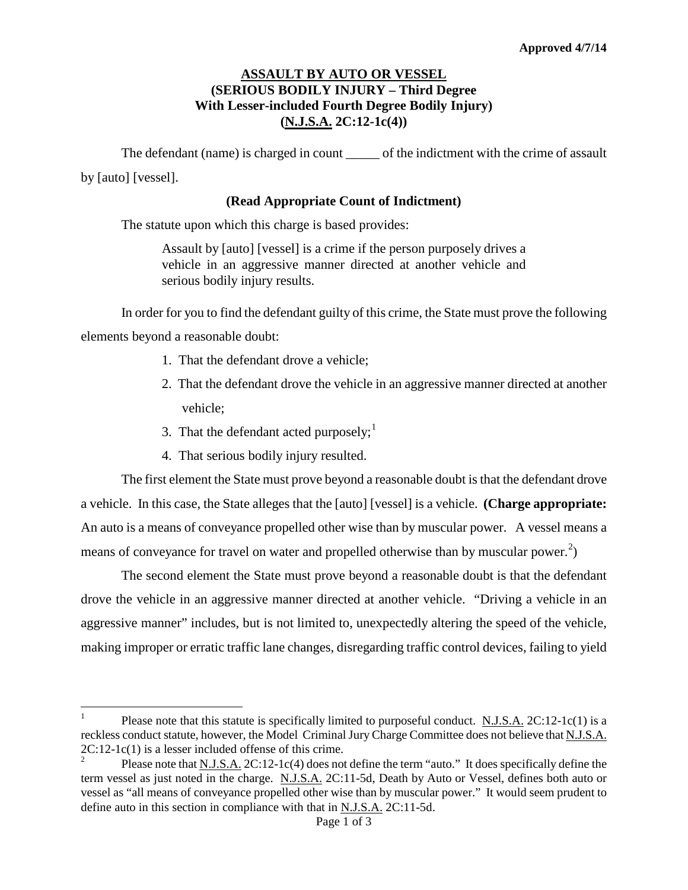Approved 4/7/14

# ASSAULT BY AUTO OR VESSEL
## (SERIOUS BODILY INJURY – Third Degree With Lesser-included Fourth Degree Bodily Injury) (N.J.S.A. 2C:12-1c(4))

The defendant (name) is charged in count _____ of the indictment with the crime of assault by [auto] [vessel].

**(Read Appropriate Count of Indictment)**

The statute upon which this charge is based provides:

> Assault by [auto] [vessel] is a crime if the person purposely drives a vehicle in an aggressive manner directed at another vehicle and serious bodily injury results.

In order for you to find the defendant guilty of this crime, the State must prove the following elements beyond a reasonable doubt:

1. That the defendant drove a vehicle;
2. That the defendant drove the vehicle in an aggressive manner directed at another vehicle;
3. That the defendant acted purposely;[1]
4. That serious bodily injury resulted.

The first element the State must prove beyond a reasonable doubt is that the defendant drove a vehicle. In this case, the State alleges that the [auto] [vessel] is a vehicle. **(Charge appropriate:** An auto is a means of conveyance propelled other wise than by muscular power. A vessel means a means of conveyance for travel on water and propelled otherwise than by muscular power.[2])

The second element the State must prove beyond a reasonable doubt is that the defendant drove the vehicle in an aggressive manner directed at another vehicle. "Driving a vehicle in an aggressive manner" includes, but is not limited to, unexpectedly altering the speed of the vehicle, making improper or erratic traffic lane changes, disregarding traffic control devices, failing to yield

---

[1] Please note that this statute is specifically limited to purposeful conduct. N.J.S.A. 2C:12-1c(1) is a reckless conduct statute, however, the Model Criminal Jury Charge Committee does not believe that N.J.S.A. 2C:12-1c(1) is a lesser included offense of this crime.

[2] Please note that N.J.S.A. 2C:12-1c(4) does not define the term "auto." It does specifically define the term vessel as just noted in the charge. N.J.S.A. 2C:11-5d, Death by Auto or Vessel, defines both auto or vessel as "all means of conveyance propelled other wise than by muscular power." It would seem prudent to define auto in this section in compliance with that in N.J.S.A. 2C:11-5d.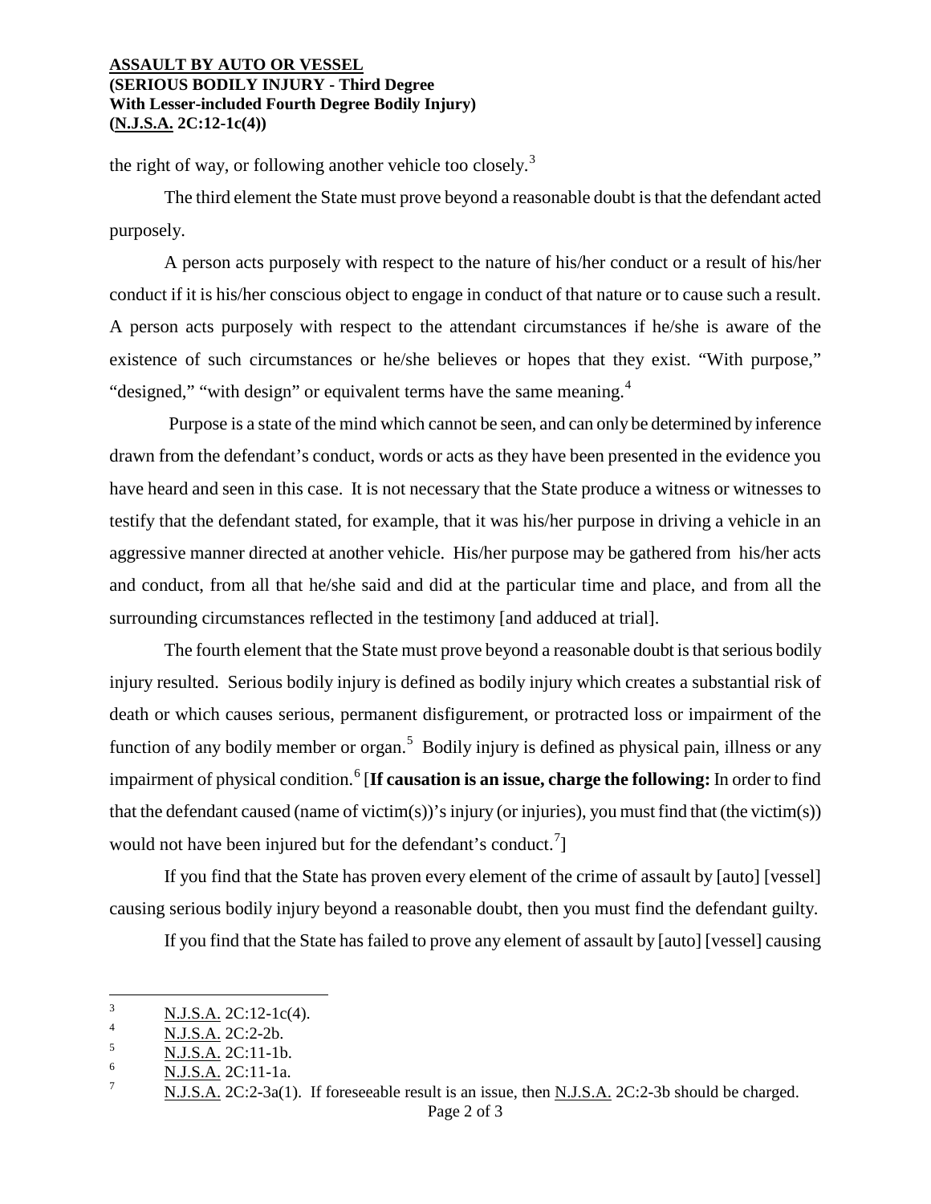the right of way, or following another vehicle too closely.[3]

The third element the State must prove beyond a reasonable doubt is that the defendant acted purposely.

A person acts purposely with respect to the nature of his/her conduct or a result of his/her conduct if it is his/her conscious object to engage in conduct of that nature or to cause such a result. A person acts purposely with respect to the attendant circumstances if he/she is aware of the existence of such circumstances or he/she believes or hopes that they exist. "With purpose," "designed," "with design" or equivalent terms have the same meaning.[4]

Purpose is a state of the mind which cannot be seen, and can only be determined by inference drawn from the defendant's conduct, words or acts as they have been presented in the evidence you have heard and seen in this case. It is not necessary that the State produce a witness or witnesses to testify that the defendant stated, for example, that it was his/her purpose in driving a vehicle in an aggressive manner directed at another vehicle. His/her purpose may be gathered from his/her acts and conduct, from all that he/she said and did at the particular time and place, and from all the surrounding circumstances reflected in the testimony [and adduced at trial].

The fourth element that the State must prove beyond a reasonable doubt is that serious bodily injury resulted. Serious bodily injury is defined as bodily injury which creates a substantial risk of death or which causes serious, permanent disfigurement, or protracted loss or impairment of the function of any bodily member or organ.[5] Bodily injury is defined as physical pain, illness or any impairment of physical condition.[6] [**If causation is an issue, charge the following:** In order to find that the defendant caused (name of victim(s))'s injury (or injuries), you must find that (the victim(s)) would not have been injured but for the defendant's conduct.[7]]

If you find that the State has proven every element of the crime of assault by [auto] [vessel] causing serious bodily injury beyond a reasonable doubt, then you must find the defendant guilty.

If you find that the State has failed to prove any element of assault by [auto] [vessel] causing

---

[3] N.J.S.A. 2C:12-1c(4).

[4] N.J.S.A. 2C:2-2b.

[5] N.J.S.A. 2C:11-1b.

[6] N.J.S.A. 2C:11-1a.

[7] N.J.S.A. 2C:2-3a(1). If foreseeable result is an issue, then N.J.S.A. 2C:2-3b should be charged.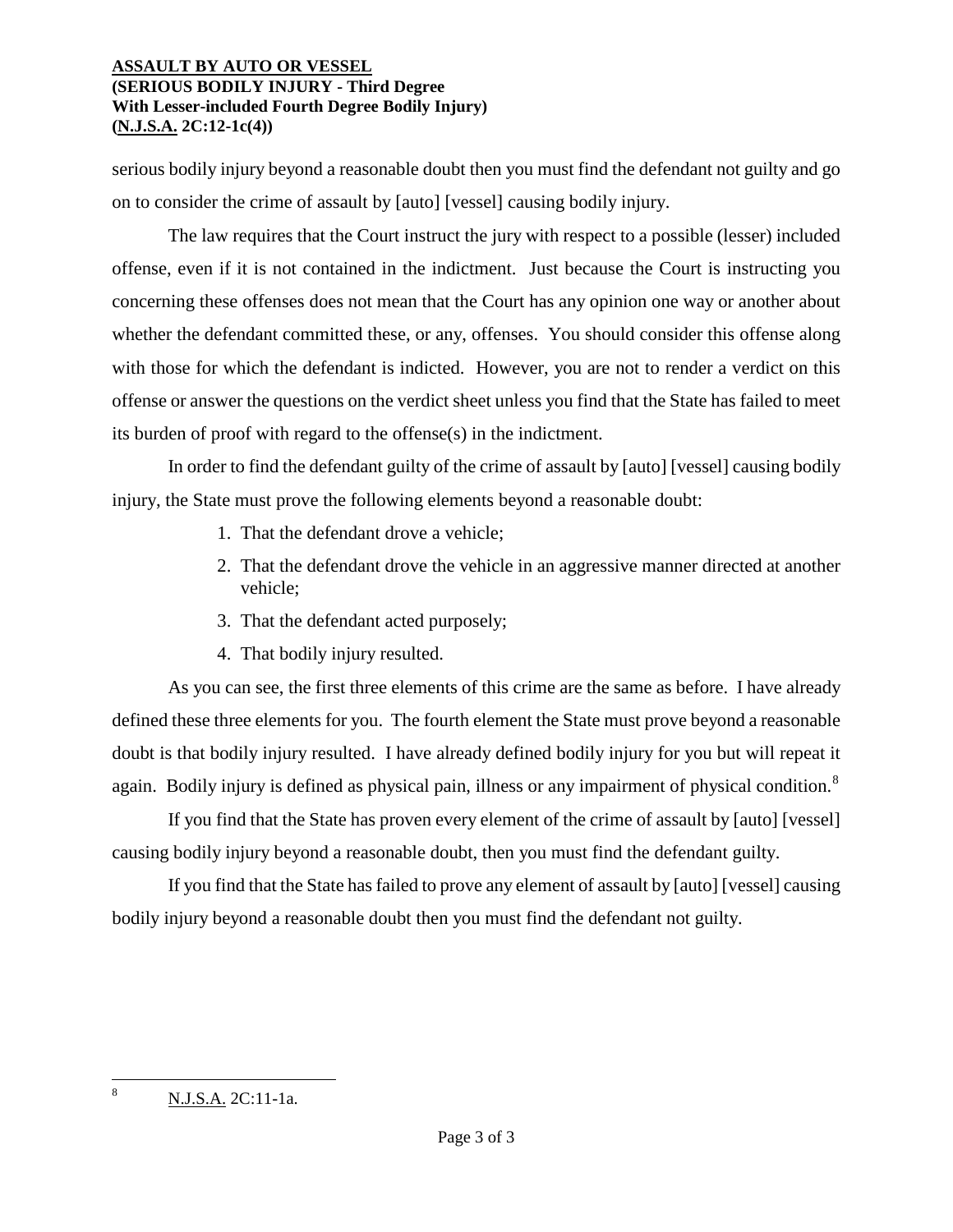serious bodily injury beyond a reasonable doubt then you must find the defendant not guilty and go on to consider the crime of assault by [auto] [vessel] causing bodily injury.

The law requires that the Court instruct the jury with respect to a possible (lesser) included offense, even if it is not contained in the indictment. Just because the Court is instructing you concerning these offenses does not mean that the Court has any opinion one way or another about whether the defendant committed these, or any, offenses. You should consider this offense along with those for which the defendant is indicted. However, you are not to render a verdict on this offense or answer the questions on the verdict sheet unless you find that the State has failed to meet its burden of proof with regard to the offense(s) in the indictment.

In order to find the defendant guilty of the crime of assault by [auto] [vessel] causing bodily injury, the State must prove the following elements beyond a reasonable doubt:

1. That the defendant drove a vehicle;
2. That the defendant drove the vehicle in an aggressive manner directed at another vehicle;
3. That the defendant acted purposely;
4. That bodily injury resulted.

As you can see, the first three elements of this crime are the same as before. I have already defined these three elements for you. The fourth element the State must prove beyond a reasonable doubt is that bodily injury resulted. I have already defined bodily injury for you but will repeat it again. Bodily injury is defined as physical pain, illness or any impairment of physical condition.[8]

If you find that the State has proven every element of the crime of assault by [auto] [vessel] causing bodily injury beyond a reasonable doubt, then you must find the defendant guilty.

If you find that the State has failed to prove any element of assault by [auto] [vessel] causing bodily injury beyond a reasonable doubt then you must find the defendant not guilty.

---

[8] N.J.S.A. 2C:11-1a.